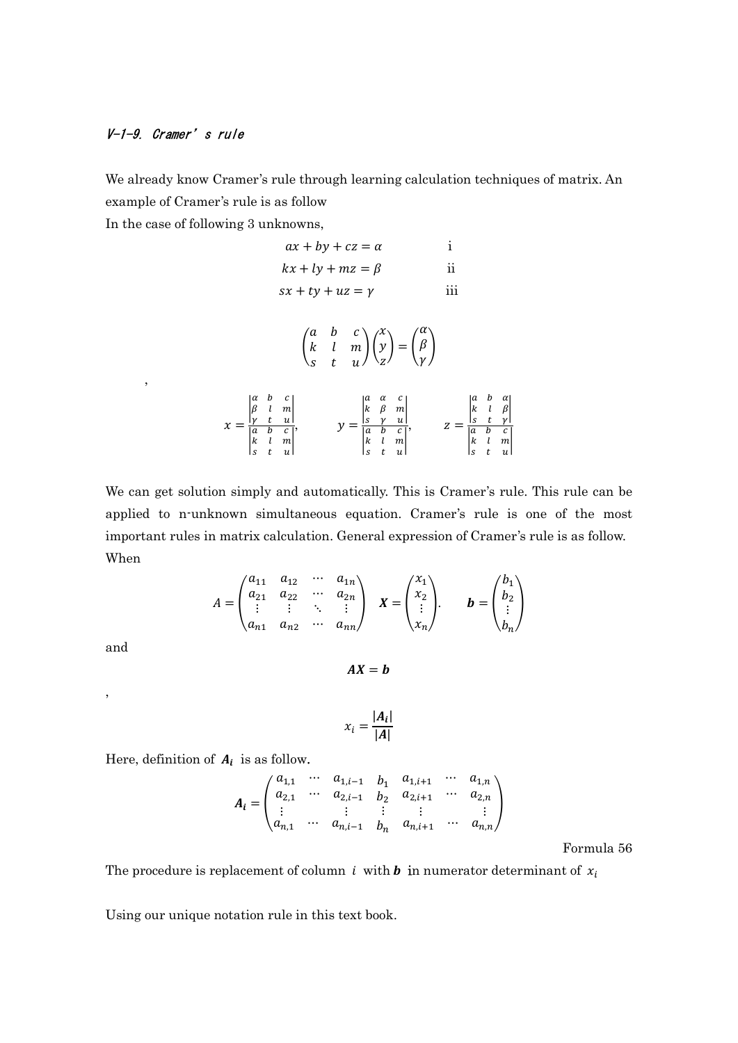### V-1-9. Cramer' s rule

We already know Cramer's rule through learning calculation techniques of matrix. An example of Cramer's rule is as follow

In the case of following 3 unknowns,

$$ax + by + cz = \alpha \qquad \text{i}$$

$$kx + ly + mz = \beta \qquad \text{ii}$$

$$sx + ty + uz = \gamma \qquad \text{iii}$$

$$\begin{pmatrix} a & b & c \\ k & l & m \\ s & t & u \end{pmatrix} \begin{pmatrix} x \\ y \\ z \end{pmatrix} = \begin{pmatrix} \alpha \\ \beta \\ \gamma \end{pmatrix}$$

,

$$x = \frac{\begin{vmatrix} \alpha & b & c \\ \beta & l & m \\ \gamma & t & u \end{vmatrix}}{\begin{vmatrix} a & b & c \\ k & l & m \\ s & t & u \end{vmatrix}}, \qquad y = \frac{\begin{vmatrix} a & \alpha & c \\ k & \beta & m \\ s & \gamma & u \end{vmatrix}}{\begin{vmatrix} a & b & c \\ k & l & m \\ s & t & u \end{vmatrix}}, \qquad z = \frac{\begin{vmatrix} a & b & \alpha \\ k & l & \beta \\ s & t & \gamma \end{vmatrix}}{\begin{vmatrix} a & b & c \\ k & l & m \\ s & t & u \end{vmatrix}}$$

We can get solution simply and automatically. This is Cramer's rule. This rule can be applied to n-unknown simultaneous equation. Cramer's rule is one of the most important rules in matrix calculation. General expression of Cramer's rule is as follow.

When

$$A = \begin{pmatrix} a_{11} & a_{12} & \cdots & a_{1n} \\ a_{21} & a_{22} & \cdots & a_{2n} \\ \vdots & \vdots & \ddots & \vdots \\ a_{n1} & a_{n2} & \cdots & a_{nn} \end{pmatrix} \quad \boldsymbol{X} = \begin{pmatrix} x_1 \\ x_2 \\ \vdots \\ x_n \end{pmatrix}. \qquad \boldsymbol{b} = \begin{pmatrix} b_1 \\ b_2 \\ \vdots \\ b_n \end{pmatrix}$$

and

$$\boldsymbol{AX} = \boldsymbol{b}$$

,

$$x_i = \frac{|\boldsymbol{A_i}|}{|\boldsymbol{A}|}$$

Here, definition of $\boldsymbol{A_i}$ is as follow.

$$\boldsymbol{A_i} = \begin{pmatrix} a_{1,1} & \cdots & a_{1,i-1} & b_1 & a_{1,i+1} & \cdots & a_{1,n} \\ a_{2,1} & \cdots & a_{2,i-1} & b_2 & a_{2,i+1} & \cdots & a_{2,n} \\ \vdots & & \vdots & \vdots & \vdots & & \vdots \\ a_{n,1} & \cdots & a_{n,i-1} & b_n & a_{n,i+1} & \cdots & a_{n,n} \end{pmatrix}$$

Formula 56

The procedure is replacement of column $i$ with $\boldsymbol{b}$ in numerator determinant of $x_i$

Using our unique notation rule in this text book.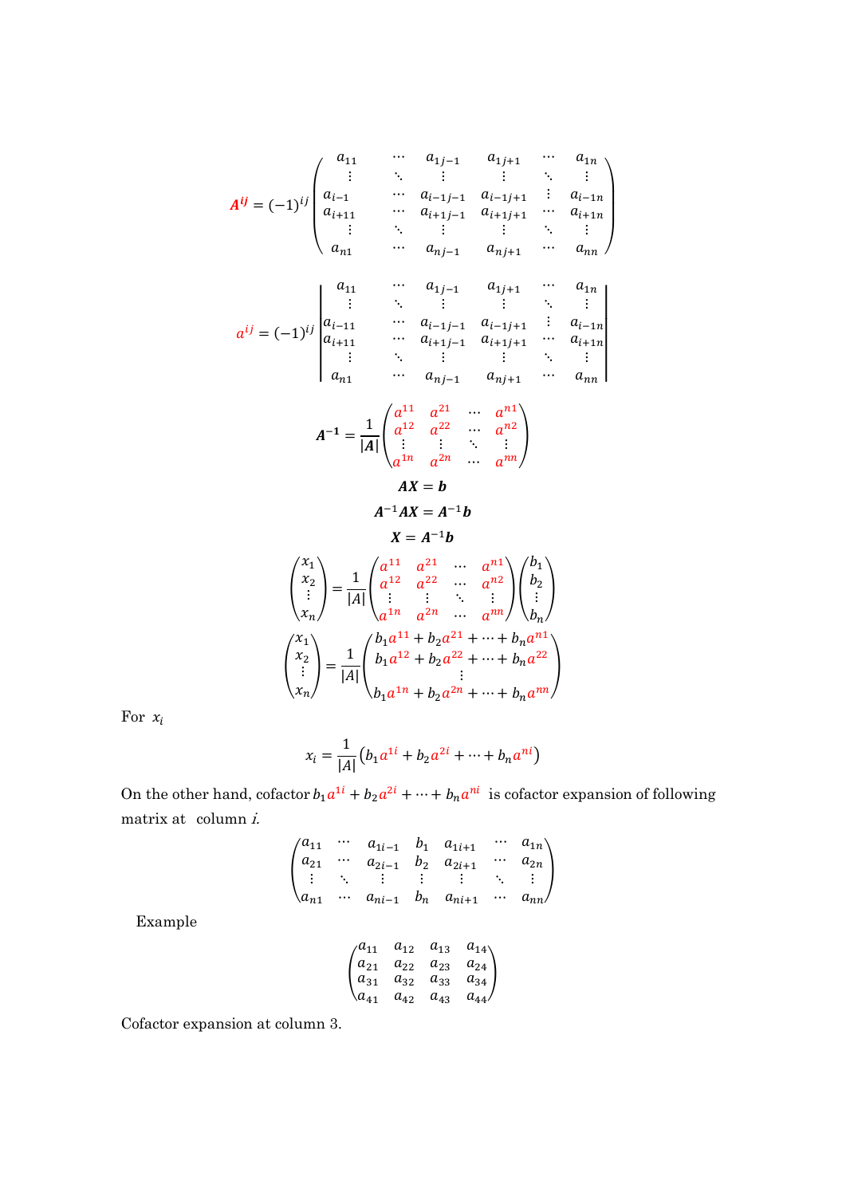$$\boldsymbol{A^{ij}} = (-1)^{ij}\begin{pmatrix} a_{11} & \cdots & a_{1j-1} & a_{1j+1} & \cdots & a_{1n} \\ \vdots & \ddots & \vdots & \vdots & \ddots & \vdots \\ a_{i-1} & \cdots & a_{i-1j-1} & a_{i-1j+1} & \vdots & a_{i-1n} \\ a_{i+11} & \cdots & a_{i+1j-1} & a_{i+1j+1} & \cdots & a_{i+1n} \\ \vdots & \ddots & \vdots & \vdots & \ddots & \vdots \\ a_{n1} & \cdots & a_{nj-1} & a_{nj+1} & \cdots & a_{nn} \end{pmatrix}$$

$$a^{ij} = (-1)^{ij}\begin{vmatrix} a_{11} & \cdots & a_{1j-1} & a_{1j+1} & \cdots & a_{1n} \\ \vdots & \ddots & \vdots & \vdots & \ddots & \vdots \\ a_{i-11} & \cdots & a_{i-1j-1} & a_{i-1j+1} & \vdots & a_{i-1n} \\ a_{i+11} & \cdots & a_{i+1j-1} & a_{i+1j+1} & \cdots & a_{i+1n} \\ \vdots & \ddots & \vdots & \vdots & \ddots & \vdots \\ a_{n1} & \cdots & a_{nj-1} & a_{nj+1} & \cdots & a_{nn} \end{vmatrix}$$

$$\boldsymbol{A^{-1}} = \frac{1}{|\boldsymbol{A}|}\begin{pmatrix} a^{11} & a^{21} & \cdots & a^{n1} \\ a^{12} & a^{22} & \cdots & a^{n2} \\ \vdots & \vdots & \ddots & \vdots \\ a^{1n} & a^{2n} & \cdots & a^{nn} \end{pmatrix}$$

$$\boldsymbol{AX} = \boldsymbol{b}$$

$$\boldsymbol{A}^{-1}\boldsymbol{AX} = \boldsymbol{A}^{-1}\boldsymbol{b}$$

$$\boldsymbol{X} = \boldsymbol{A}^{-1}\boldsymbol{b}$$

$$\begin{pmatrix} x_1 \\ x_2 \\ \vdots \\ x_n \end{pmatrix} = \frac{1}{|A|}\begin{pmatrix} a^{11} & a^{21} & \cdots & a^{n1} \\ a^{12} & a^{22} & \cdots & a^{n2} \\ \vdots & \vdots & \ddots & \vdots \\ a^{1n} & a^{2n} & \cdots & a^{nn} \end{pmatrix}\begin{pmatrix} b_1 \\ b_2 \\ \vdots \\ b_n \end{pmatrix}$$

$$\begin{pmatrix} x_1 \\ x_2 \\ \vdots \\ x_n \end{pmatrix} = \frac{1}{|A|}\begin{pmatrix} b_1 a^{11} + b_2 a^{21} + \cdots + b_n a^{n1} \\ b_1 a^{12} + b_2 a^{22} + \cdots + b_n a^{22} \\ \vdots \\ b_1 a^{1n} + b_2 a^{2n} + \cdots + b_n a^{nn} \end{pmatrix}$$

For $x_i$

$$x_i = \frac{1}{|A|}\left(b_1 a^{1i} + b_2 a^{2i} + \cdots + b_n a^{ni}\right)$$

On the other hand, cofactor $b_1 a^{1i} + b_2 a^{2i} + \cdots + b_n a^{ni}$ is cofactor expansion of following matrix at column $i$.

$$\begin{pmatrix} a_{11} & \cdots & a_{1i-1} & b_1 & a_{1i+1} & \cdots & a_{1n} \\ a_{21} & \cdots & a_{2i-1} & b_2 & a_{2i+1} & \cdots & a_{2n} \\ \vdots & \ddots & \vdots & \vdots & \vdots & \ddots & \vdots \\ a_{n1} & \cdots & a_{ni-1} & b_n & a_{ni+1} & \cdots & a_{nn} \end{pmatrix}$$

Example

$$\begin{pmatrix} a_{11} & a_{12} & a_{13} & a_{14} \\ a_{21} & a_{22} & a_{23} & a_{24} \\ a_{31} & a_{32} & a_{33} & a_{34} \\ a_{41} & a_{42} & a_{43} & a_{44} \end{pmatrix}$$

Cofactor expansion at column 3.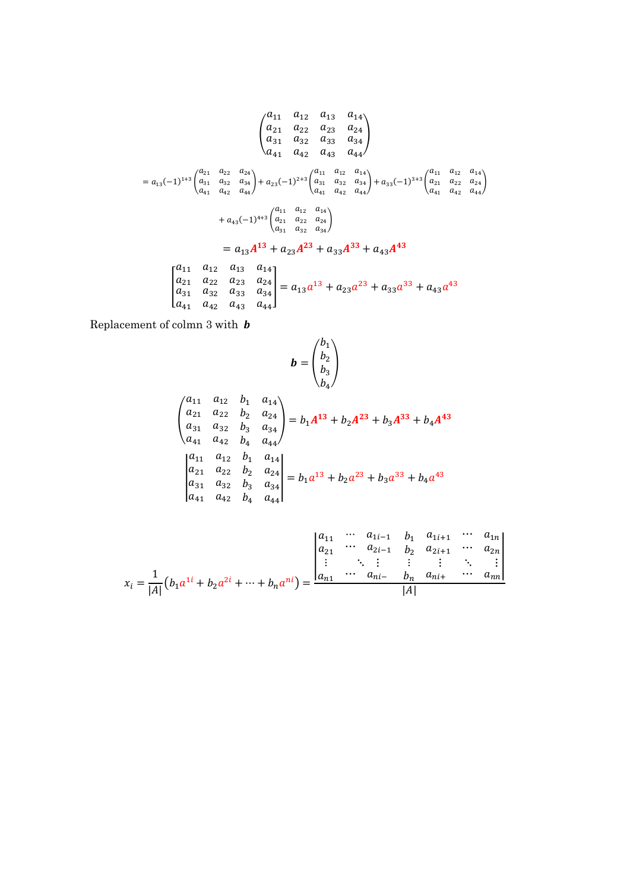$$\begin{pmatrix} a_{11} & a_{12} & a_{13} & a_{14} \\ a_{21} & a_{22} & a_{23} & a_{24} \\ a_{31} & a_{32} & a_{33} & a_{34} \\ a_{41} & a_{42} & a_{43} & a_{44} \end{pmatrix}$$

$$= a_{13}(-1)^{1+3}\begin{pmatrix} a_{21} & a_{22} & a_{24} \\ a_{31} & a_{32} & a_{34} \\ a_{41} & a_{42} & a_{44} \end{pmatrix} + a_{23}(-1)^{2+3}\begin{pmatrix} a_{11} & a_{12} & a_{14} \\ a_{31} & a_{32} & a_{34} \\ a_{41} & a_{42} & a_{44} \end{pmatrix} + a_{33}(-1)^{3+3}\begin{pmatrix} a_{11} & a_{12} & a_{14} \\ a_{21} & a_{22} & a_{24} \\ a_{41} & a_{42} & a_{44} \end{pmatrix}$$

$$+ a_{43}(-1)^{4+3}\begin{pmatrix} a_{11} & a_{12} & a_{14} \\ a_{21} & a_{22} & a_{24} \\ a_{31} & a_{32} & a_{34} \end{pmatrix}$$

$$= a_{13}\boldsymbol{A^{13}} + a_{23}\boldsymbol{A^{23}} + a_{33}\boldsymbol{A^{33}} + a_{43}\boldsymbol{A^{43}}$$

$$\begin{bmatrix} a_{11} & a_{12} & a_{13} & a_{14} \\ a_{21} & a_{22} & a_{23} & a_{24} \\ a_{31} & a_{32} & a_{33} & a_{34} \\ a_{41} & a_{42} & a_{43} & a_{44} \end{bmatrix} = a_{13}a^{13} + a_{23}a^{23} + a_{33}a^{33} + a_{43}a^{43}$$

Replacement of colmn 3 with $\boldsymbol{b}$

$$\boldsymbol{b} = \begin{pmatrix} b_1 \\ b_2 \\ b_3 \\ b_4 \end{pmatrix}$$

$$\begin{pmatrix} a_{11} & a_{12} & b_1 & a_{14} \\ a_{21} & a_{22} & b_2 & a_{24} \\ a_{31} & a_{32} & b_3 & a_{34} \\ a_{41} & a_{42} & b_4 & a_{44} \end{pmatrix} = b_1\boldsymbol{A^{13}} + b_2\boldsymbol{A^{23}} + b_3\boldsymbol{A^{33}} + b_4\boldsymbol{A^{43}}$$

$$\begin{vmatrix} a_{11} & a_{12} & b_1 & a_{14} \\ a_{21} & a_{22} & b_2 & a_{24} \\ a_{31} & a_{32} & b_3 & a_{34} \\ a_{41} & a_{42} & b_4 & a_{44} \end{vmatrix} = b_1a^{13} + b_2a^{23} + b_3a^{33} + b_4a^{43}$$

$$x_i = \frac{1}{|A|}\left(b_1a^{1i} + b_2a^{2i} + \cdots + b_na^{ni}\right) = \frac{\begin{vmatrix} a_{11} & \cdots & a_{1i-1} & b_1 & a_{1i+1} & \cdots & a_{1n} \\ a_{21} & \cdots & a_{2i-1} & b_2 & a_{2i+1} & \cdots & a_{2n} \\ \vdots & \ddots & \vdots & \vdots & \vdots & \ddots & \vdots \\ a_{n1} & \cdots & a_{ni-} & b_n & a_{ni+} & \cdots & a_{nn} \end{vmatrix}}{|A|}$$